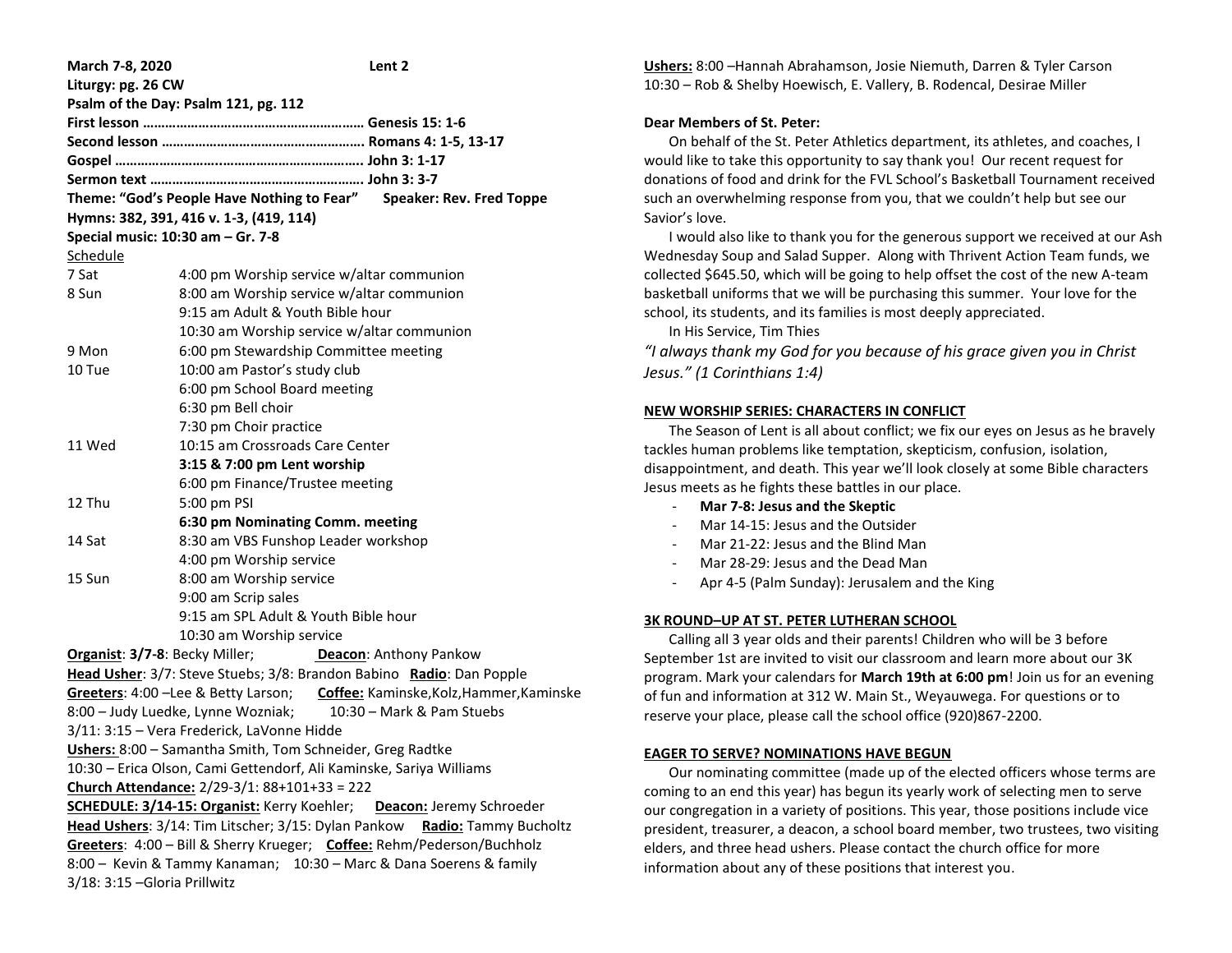**March 7-8, 2020** **Lent 2**

**Liturgy: pg. 26 CW**

**Psalm of the Day: Psalm 121, pg. 112**

**First lesson …………………………………………………. Genesis 15: 1-6**

**Second lesson ………………………………………………. Romans 4: 1-5, 13-17**

**Gospel ………………………..…………………………….. John 3: 1-17**

**Sermon text …………………………………………………. John 3: 3-7**

**Theme: "God's People Have Nothing to Fear"** **Speaker: Rev. Fred Toppe**

**Hymns: 382, 391, 416 v. 1-3, (419, 114)**

**Special music: 10:30 am – Gr. 7-8**

Schedule

| | |
|---|---|
| 7 Sat | 4:00 pm Worship service w/altar communion |
| 8 Sun | 8:00 am Worship service w/altar communion |
| | 9:15 am Adult & Youth Bible hour |
| | 10:30 am Worship service w/altar communion |
| 9 Mon | 6:00 pm Stewardship Committee meeting |
| 10 Tue | 10:00 am Pastor's study club |
| | 6:00 pm School Board meeting |
| | 6:30 pm Bell choir |
| | 7:30 pm Choir practice |
| 11 Wed | 10:15 am Crossroads Care Center |
| | **3:15 & 7:00 pm Lent worship** |
| | 6:00 pm Finance/Trustee meeting |
| 12 Thu | 5:00 pm PSI |
| | **6:30 pm Nominating Comm. meeting** |
| 14 Sat | 8:30 am VBS Funshop Leader workshop |
| | 4:00 pm Worship service |
| 15 Sun | 8:00 am Worship service |
| | 9:00 am Scrip sales |
| | 9:15 am SPL Adult & Youth Bible hour |
| | 10:30 am Worship service |

**Organist**: **3/7-8**: Becky Miller; **Deacon**: Anthony Pankow

**Head Usher**: 3/7: Steve Stuebs; 3/8: Brandon Babino **Radio**: Dan Popple

**Greeters**: 4:00 –Lee & Betty Larson; **Coffee:** Kaminske,Kolz,Hammer,Kaminske

8:00 – Judy Luedke, Lynne Wozniak; 10:30 – Mark & Pam Stuebs

3/11: 3:15 – Vera Frederick, LaVonne Hidde

**Ushers:** 8:00 – Samantha Smith, Tom Schneider, Greg Radtke

10:30 – Erica Olson, Cami Gettendorf, Ali Kaminske, Sariya Williams

**Church Attendance:** 2/29-3/1: 88+101+33 = 222

**SCHEDULE: 3/14-15: Organist:** Kerry Koehler; **Deacon:** Jeremy Schroeder

**Head Ushers**: 3/14: Tim Litscher; 3/15: Dylan Pankow **Radio:** Tammy Bucholtz

**Greeters**: 4:00 – Bill & Sherry Krueger; **Coffee:** Rehm/Pederson/Buchholz

8:00 – Kevin & Tammy Kanaman; 10:30 – Marc & Dana Soerens & family

3/18: 3:15 –Gloria Prillwitz

**Ushers:** 8:00 –Hannah Abrahamson, Josie Niemuth, Darren & Tyler Carson

10:30 – Rob & Shelby Hoewisch, E. Vallery, B. Rodencal, Desirae Miller

**Dear Members of St. Peter:**

On behalf of the St. Peter Athletics department, its athletes, and coaches, I would like to take this opportunity to say thank you! Our recent request for donations of food and drink for the FVL School's Basketball Tournament received such an overwhelming response from you, that we couldn't help but see our Savior's love.

I would also like to thank you for the generous support we received at our Ash Wednesday Soup and Salad Supper. Along with Thrivent Action Team funds, we collected $645.50, which will be going to help offset the cost of the new A-team basketball uniforms that we will be purchasing this summer. Your love for the school, its students, and its families is most deeply appreciated.

In His Service, Tim Thies

*"I always thank my God for you because of his grace given you in Christ Jesus." (1 Corinthians 1:4)*

**NEW WORSHIP SERIES: CHARACTERS IN CONFLICT**

The Season of Lent is all about conflict; we fix our eyes on Jesus as he bravely tackles human problems like temptation, skepticism, confusion, isolation, disappointment, and death. This year we'll look closely at some Bible characters Jesus meets as he fights these battles in our place.

- **Mar 7-8: Jesus and the Skeptic**
- Mar 14-15: Jesus and the Outsider
- Mar 21-22: Jesus and the Blind Man
- Mar 28-29: Jesus and the Dead Man
- Apr 4-5 (Palm Sunday): Jerusalem and the King

**3K ROUND–UP AT ST. PETER LUTHERAN SCHOOL**

Calling all 3 year olds and their parents! Children who will be 3 before September 1st are invited to visit our classroom and learn more about our 3K program. Mark your calendars for **March 19th at 6:00 pm**! Join us for an evening of fun and information at 312 W. Main St., Weyauwega. For questions or to reserve your place, please call the school office (920)867-2200.

**EAGER TO SERVE? NOMINATIONS HAVE BEGUN**

Our nominating committee (made up of the elected officers whose terms are coming to an end this year) has begun its yearly work of selecting men to serve our congregation in a variety of positions. This year, those positions include vice president, treasurer, a deacon, a school board member, two trustees, two visiting elders, and three head ushers. Please contact the church office for more information about any of these positions that interest you.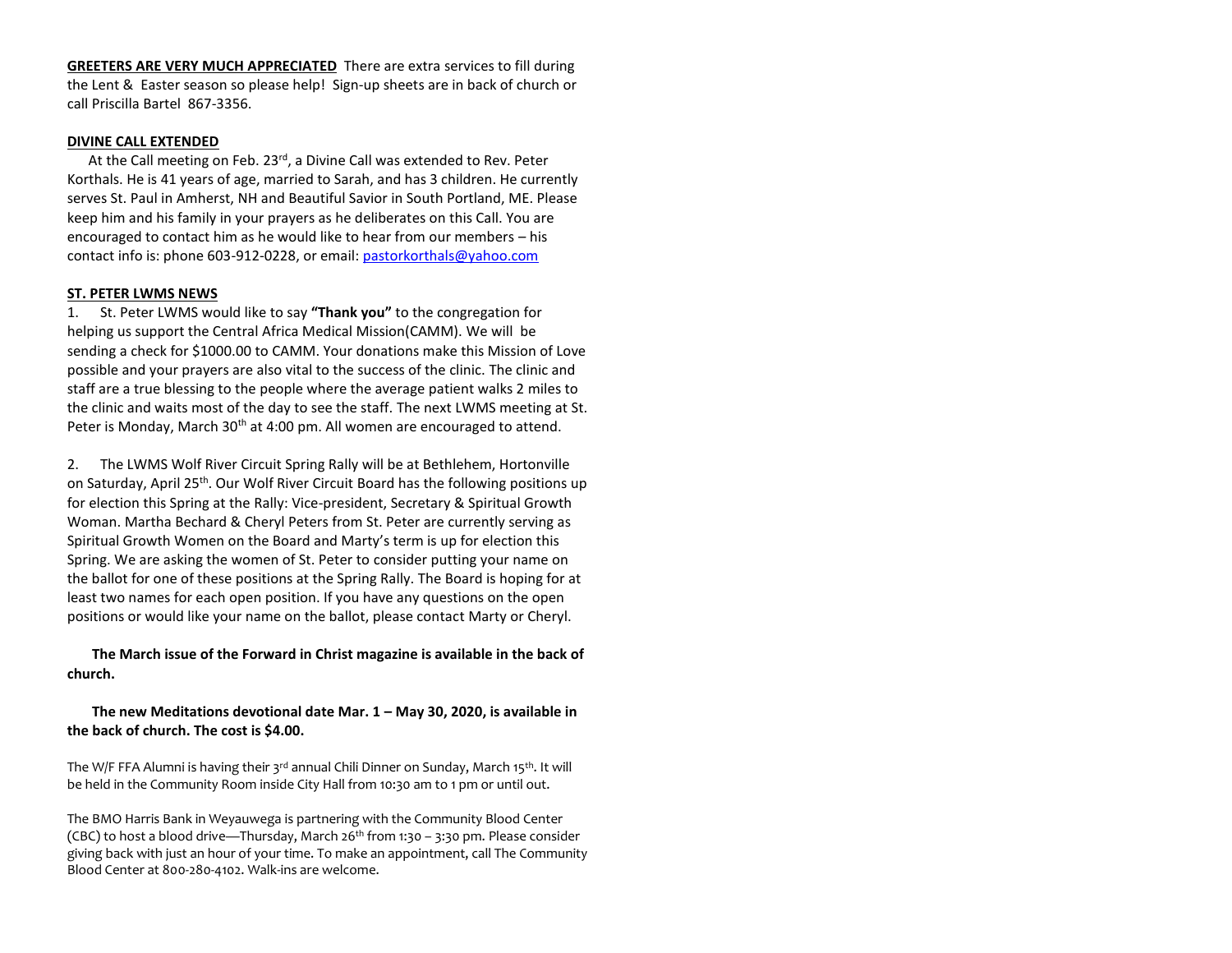**GREETERS ARE VERY MUCH APPRECIATED** There are extra services to fill during the Lent & Easter season so please help! Sign-up sheets are in back of church or call Priscilla Bartel 867-3356.

**DIVINE CALL EXTENDED**

At the Call meeting on Feb. 23rd, a Divine Call was extended to Rev. Peter Korthals. He is 41 years of age, married to Sarah, and has 3 children. He currently serves St. Paul in Amherst, NH and Beautiful Savior in South Portland, ME. Please keep him and his family in your prayers as he deliberates on this Call. You are encouraged to contact him as he would like to hear from our members – his contact info is: phone 603-912-0228, or email: pastorkorthals@yahoo.com

**ST. PETER LWMS NEWS**

1. St. Peter LWMS would like to say **"Thank you"** to the congregation for helping us support the Central Africa Medical Mission(CAMM). We will be sending a check for $1000.00 to CAMM. Your donations make this Mission of Love possible and your prayers are also vital to the success of the clinic. The clinic and staff are a true blessing to the people where the average patient walks 2 miles to the clinic and waits most of the day to see the staff. The next LWMS meeting at St. Peter is Monday, March 30th at 4:00 pm. All women are encouraged to attend.

2. The LWMS Wolf River Circuit Spring Rally will be at Bethlehem, Hortonville on Saturday, April 25th. Our Wolf River Circuit Board has the following positions up for election this Spring at the Rally: Vice-president, Secretary & Spiritual Growth Woman. Martha Bechard & Cheryl Peters from St. Peter are currently serving as Spiritual Growth Women on the Board and Marty's term is up for election this Spring. We are asking the women of St. Peter to consider putting your name on the ballot for one of these positions at the Spring Rally. The Board is hoping for at least two names for each open position. If you have any questions on the open positions or would like your name on the ballot, please contact Marty or Cheryl.

**The March issue of the Forward in Christ magazine is available in the back of church.**

**The new Meditations devotional date Mar. 1 – May 30, 2020, is available in the back of church. The cost is $4.00.**

The W/F FFA Alumni is having their 3rd annual Chili Dinner on Sunday, March 15th. It will be held in the Community Room inside City Hall from 10:30 am to 1 pm or until out.

The BMO Harris Bank in Weyauwega is partnering with the Community Blood Center (CBC) to host a blood drive—Thursday, March 26th from 1:30 – 3:30 pm. Please consider giving back with just an hour of your time. To make an appointment, call The Community Blood Center at 800-280-4102. Walk-ins are welcome.